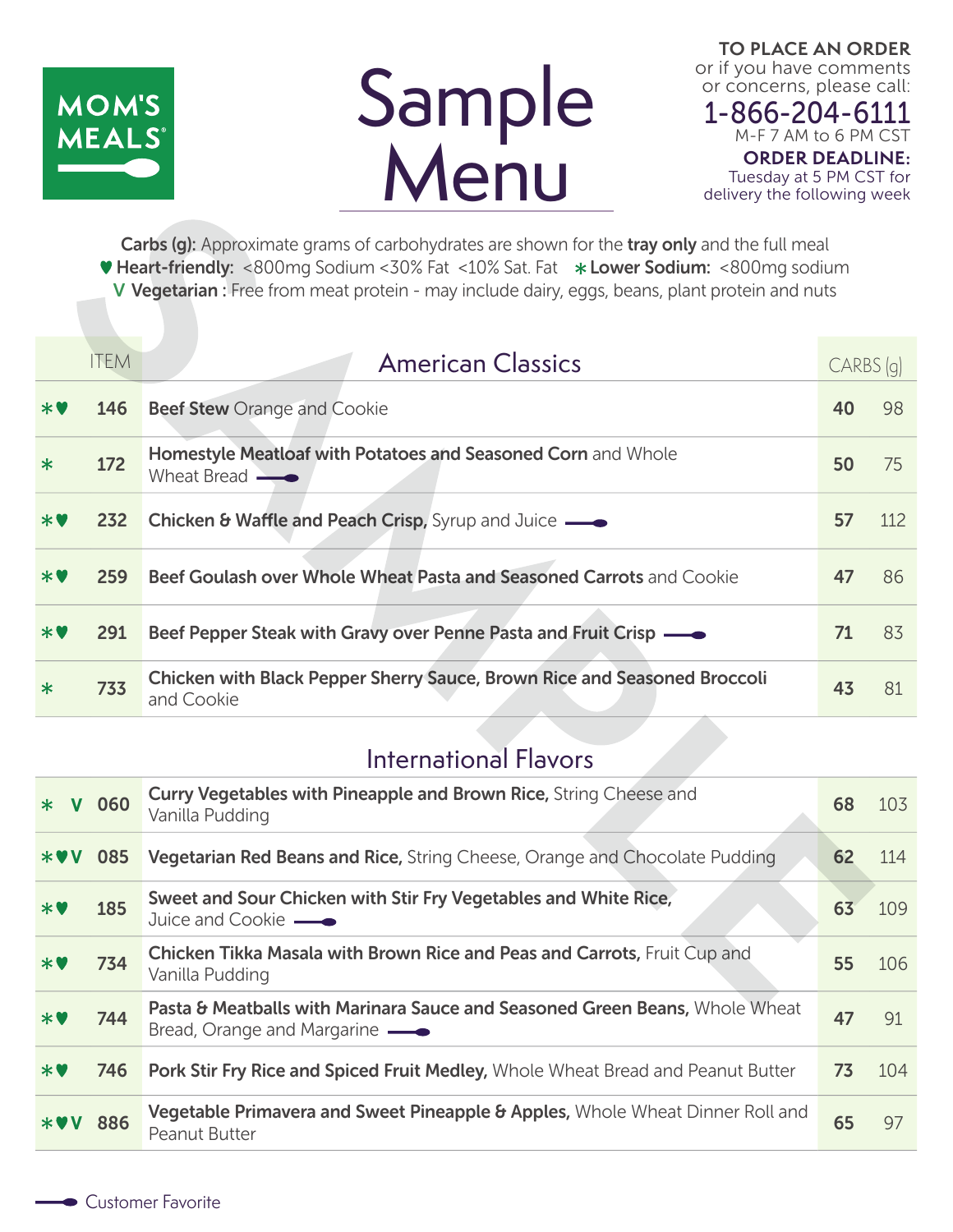**MOM'S MEALS®**

# Sample Menu

**TO PLACE AN ORDER**
or if you have comments or concerns, please call:
**1-866-204-6111**
M-F 7 AM to 6 PM CST

**ORDER DEADLINE:**
Tuesday at 5 PM CST for delivery the following week

**Carbs (g):** Approximate grams of carbohydrates are shown for the **tray only** and the full meal
♥ **Heart-friendly:** <800mg Sodium <30% Fat <10% Sat. Fat * **Lower Sodium:** <800mg sodium
**V Vegetarian :** Free from meat protein - may include dairy, eggs, beans, plant protein and nuts

## American Classics

| | ITEM | American Classics | CARBS (g) | |
|---|---|---|---|---|
| *♥ | 146 | **Beef Stew** Orange and Cookie | 40 | 98 |
| * | 172 | **Homestyle Meatloaf with Potatoes and Seasoned Corn** and Whole Wheat Bread (Customer Favorite) | 50 | 75 |
| *♥ | 232 | **Chicken & Waffle and Peach Crisp,** Syrup and Juice (Customer Favorite) | 57 | 112 |
| *♥ | 259 | **Beef Goulash over Whole Wheat Pasta and Seasoned Carrots** and Cookie | 47 | 86 |
| *♥ | 291 | **Beef Pepper Steak with Gravy over Penne Pasta and Fruit Crisp** (Customer Favorite) | 71 | 83 |
| * | 733 | **Chicken with Black Pepper Sherry Sauce, Brown Rice and Seasoned Broccoli** and Cookie | 43 | 81 |

## International Flavors

| | ITEM | International Flavors | CARBS (g) | |
|---|---|---|---|---|
| * V | 060 | **Curry Vegetables with Pineapple and Brown Rice,** String Cheese and Vanilla Pudding | 68 | 103 |
| *♥V | 085 | **Vegetarian Red Beans and Rice,** String Cheese, Orange and Chocolate Pudding | 62 | 114 |
| *♥ | 185 | **Sweet and Sour Chicken with Stir Fry Vegetables and White Rice,** Juice and Cookie (Customer Favorite) | 63 | 109 |
| *♥ | 734 | **Chicken Tikka Masala with Brown Rice and Peas and Carrots,** Fruit Cup and Vanilla Pudding | 55 | 106 |
| *♥ | 744 | **Pasta & Meatballs with Marinara Sauce and Seasoned Green Beans,** Whole Wheat Bread, Orange and Margarine (Customer Favorite) | 47 | 91 |
| *♥ | 746 | **Pork Stir Fry Rice and Spiced Fruit Medley,** Whole Wheat Bread and Peanut Butter | 73 | 104 |
| *♥V | 886 | **Vegetable Primavera and Sweet Pineapple & Apples,** Whole Wheat Dinner Roll and Peanut Butter | 65 | 97 |

—● Customer Favorite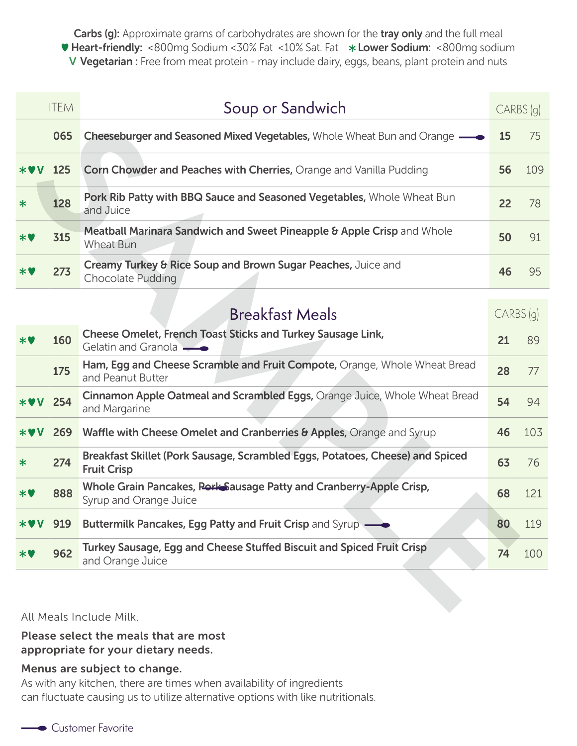**Carbs (g):** Approximate grams of carbohydrates are shown for the **tray only** and the full meal
♥ **Heart-friendly:** <800mg Sodium <30% Fat <10% Sat. Fat ∗ **Lower Sodium:** <800mg sodium
V **Vegetarian :** Free from meat protein - may include dairy, eggs, beans, plant protein and nuts

| | ITEM | Soup or Sandwich | CARBS (g) | |
|---|---|---|---|---|
| | 065 | **Cheeseburger and Seasoned Mixed Vegetables,** Whole Wheat Bun and Orange —● | 15 | 75 |
| ∗♥V | 125 | **Corn Chowder and Peaches with Cherries,** Orange and Vanilla Pudding | 56 | 109 |
| ∗ | 128 | **Pork Rib Patty with BBQ Sauce and Seasoned Vegetables,** Whole Wheat Bun and Juice | 22 | 78 |
| ∗♥ | 315 | **Meatball Marinara Sandwich and Sweet Pineapple & Apple Crisp** and Whole Wheat Bun | 50 | 91 |
| ∗♥ | 273 | **Creamy Turkey & Rice Soup and Brown Sugar Peaches,** Juice and Chocolate Pudding | 46 | 95 |

| | | Breakfast Meals | CARBS (g) | |
|---|---|---|---|---|
| ∗♥ | 160 | **Cheese Omelet, French Toast Sticks and Turkey Sausage Link,** Gelatin and Granola —● | 21 | 89 |
| | 175 | **Ham, Egg and Cheese Scramble and Fruit Compote,** Orange, Whole Wheat Bread and Peanut Butter | 28 | 77 |
| ∗♥V | 254 | **Cinnamon Apple Oatmeal and Scrambled Eggs,** Orange Juice, Whole Wheat Bread and Margarine | 54 | 94 |
| ∗♥V | 269 | **Waffle with Cheese Omelet and Cranberries & Apples,** Orange and Syrup | 46 | 103 |
| ∗ | 274 | **Breakfast Skillet (Pork Sausage, Scrambled Eggs, Potatoes, Cheese) and Spiced Fruit Crisp** | 63 | 76 |
| ∗♥ | 888 | **Whole Grain Pancakes, Pork Sausage Patty and Cranberry-Apple Crisp,** Syrup and Orange Juice —● | 68 | 121 |
| ∗♥V | 919 | **Buttermilk Pancakes, Egg Patty and Fruit Crisp** and Syrup —● | 80 | 119 |
| ∗♥ | 962 | **Turkey Sausage, Egg and Cheese Stuffed Biscuit and Spiced Fruit Crisp** and Orange Juice | 74 | 100 |

All Meals Include Milk.

**Please select the meals that are most appropriate for your dietary needs.**

**Menus are subject to change.**
As with any kitchen, there are times when availability of ingredients can fluctuate causing us to utilize alternative options with like nutritionals.

—● Customer Favorite